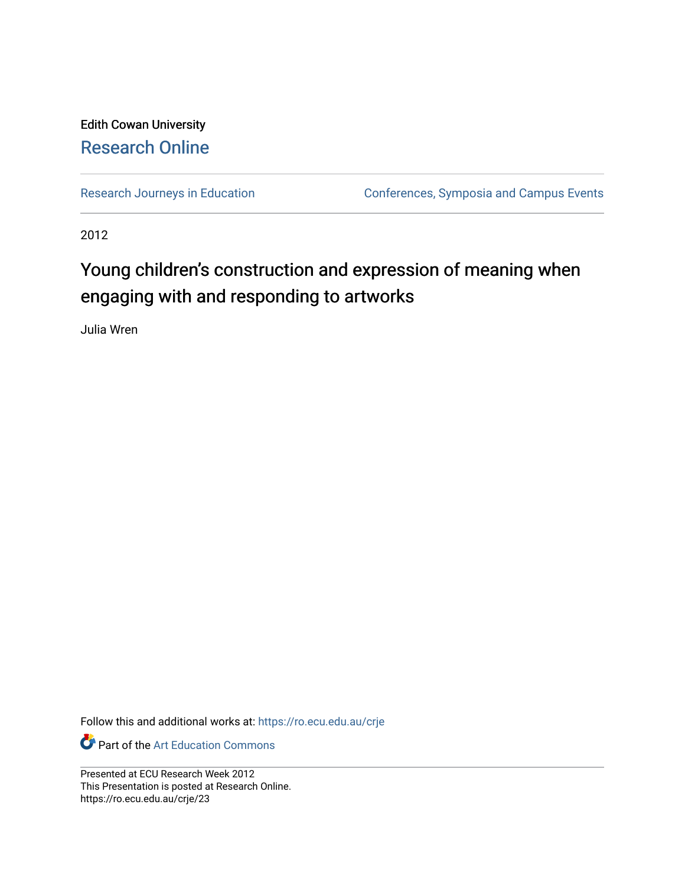Edith Cowan University

# Research Online

Research Journeys in Education | Conferences, Symposia and Campus Events

2012

# Young children's construction and expression of meaning when engaging with and responding to artworks

Julia Wren

Follow this and additional works at: https://ro.ecu.edu.au/crje

Part of the Art Education Commons

Presented at ECU Research Week 2012
This Presentation is posted at Research Online.
https://ro.ecu.edu.au/crje/23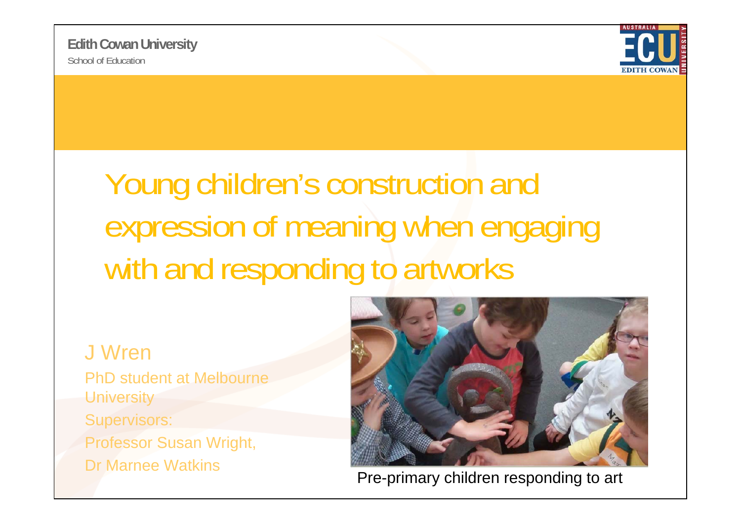Edith Cowan University

School of Education

# Young children's construction and expression of meaning when engaging with and responding to artworks

J Wren

PhD student at Melbourne University

Supervisors:

Professor Susan Wright,

Dr Marnee Watkins

Pre-primary children responding to art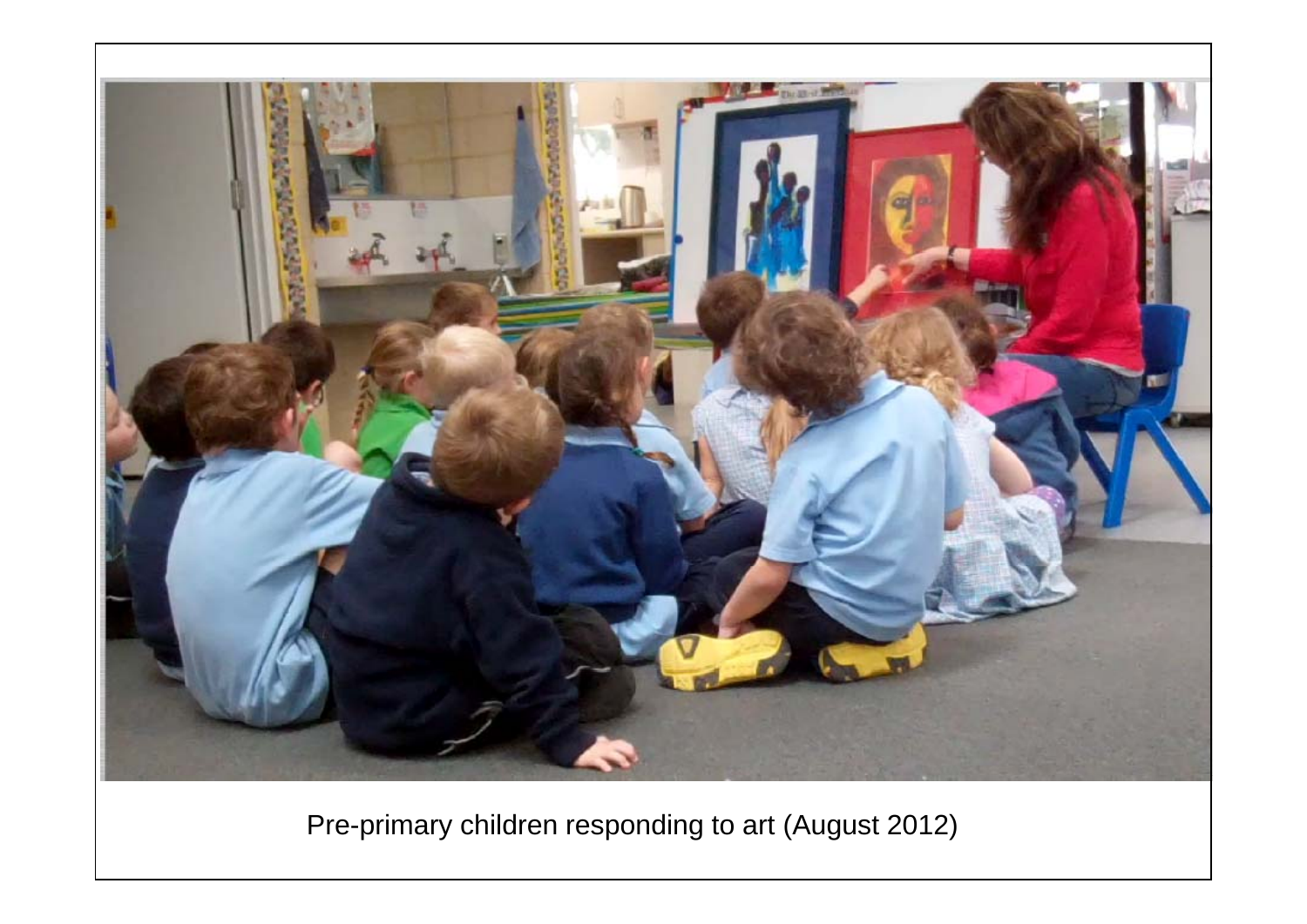Pre-primary children responding to art (August 2012)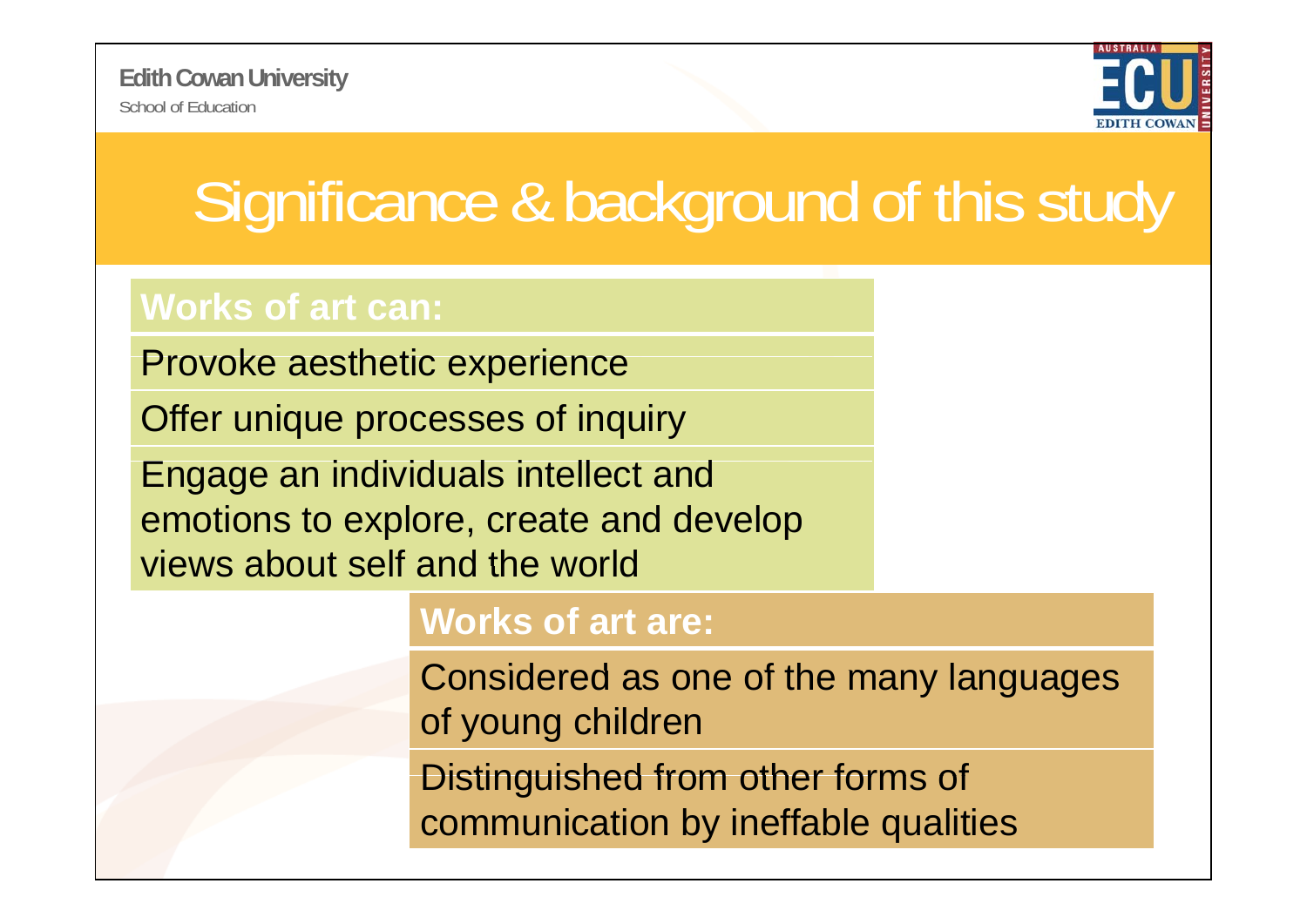# Significance & background of this study

**Works of art can:**

- Provoke aesthetic experience
- Offer unique processes of inquiry
- Engage an individuals intellect and emotions to explore, create and develop views about self and the world

**Works of art are:**

- Considered as one of the many languages of young children
- Distinguished from other forms of communication by ineffable qualities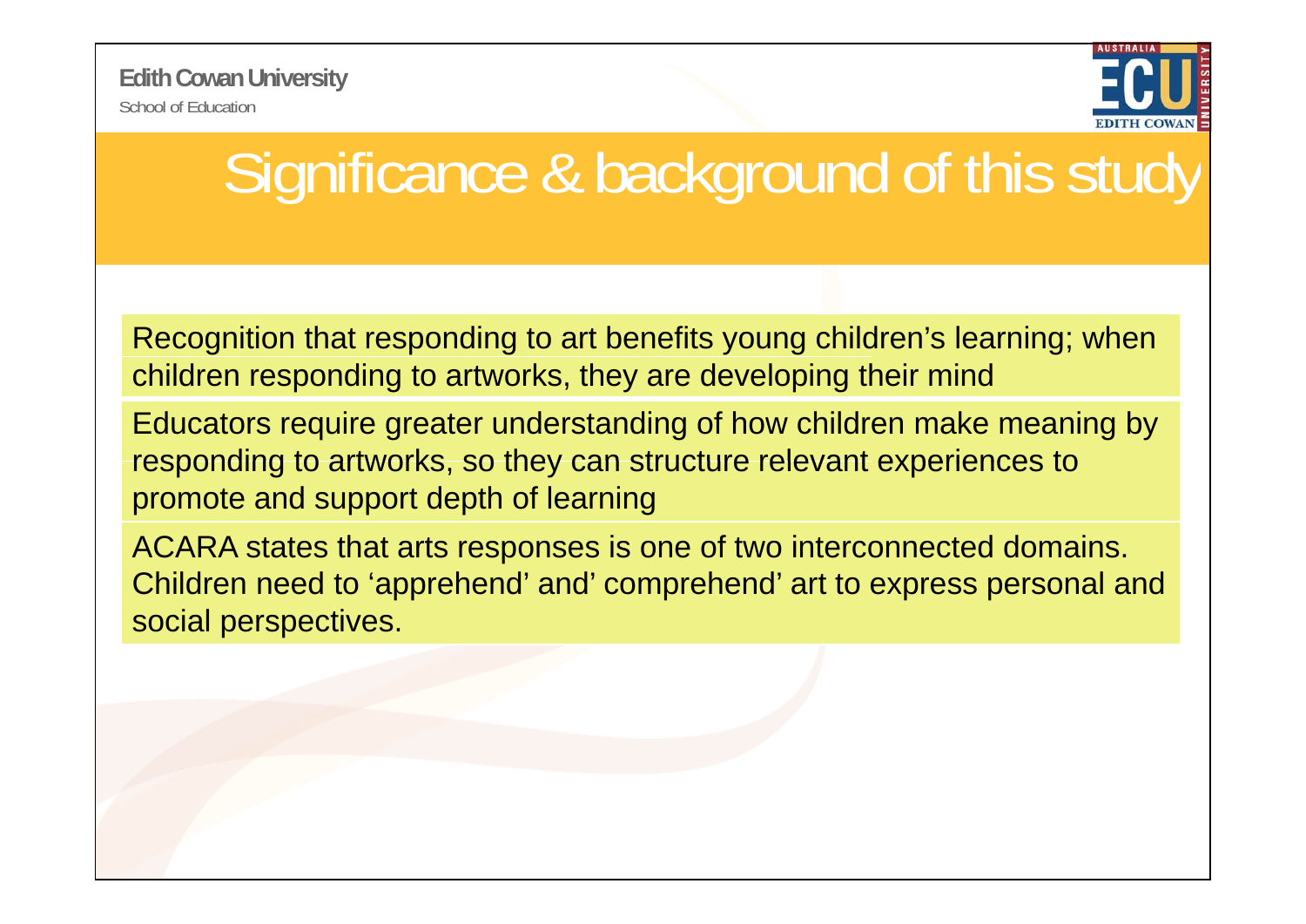# Significance & background of this study

Recognition that responding to art benefits young children's learning; when children responding to artworks, they are developing their mind

Educators require greater understanding of how children make meaning by responding to artworks, so they can structure relevant experiences to promote and support depth of learning

ACARA states that arts responses is one of two interconnected domains. Children need to 'apprehend' and' comprehend' art to express personal and social perspectives.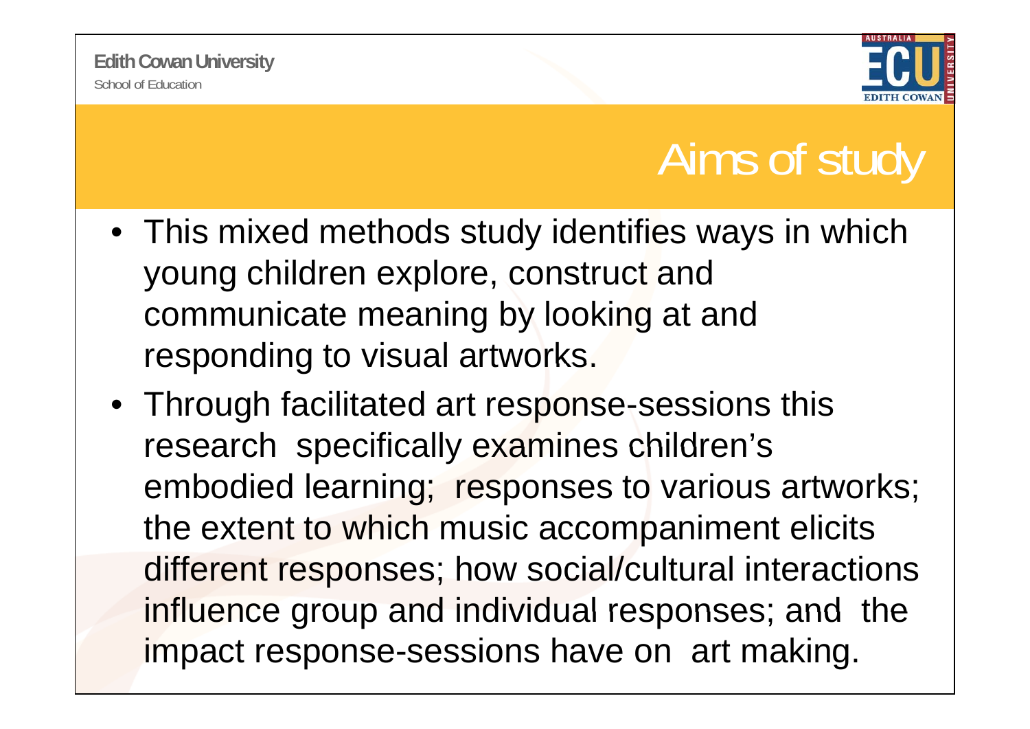# Aims of study

- This mixed methods study identifies ways in which young children explore, construct and communicate meaning by looking at and responding to visual artworks.
- Through facilitated art response-sessions this research specifically examines children's embodied learning; responses to various artworks; the extent to which music accompaniment elicits different responses; how social/cultural interactions influence group and individual responses; and the impact response-sessions have on art making.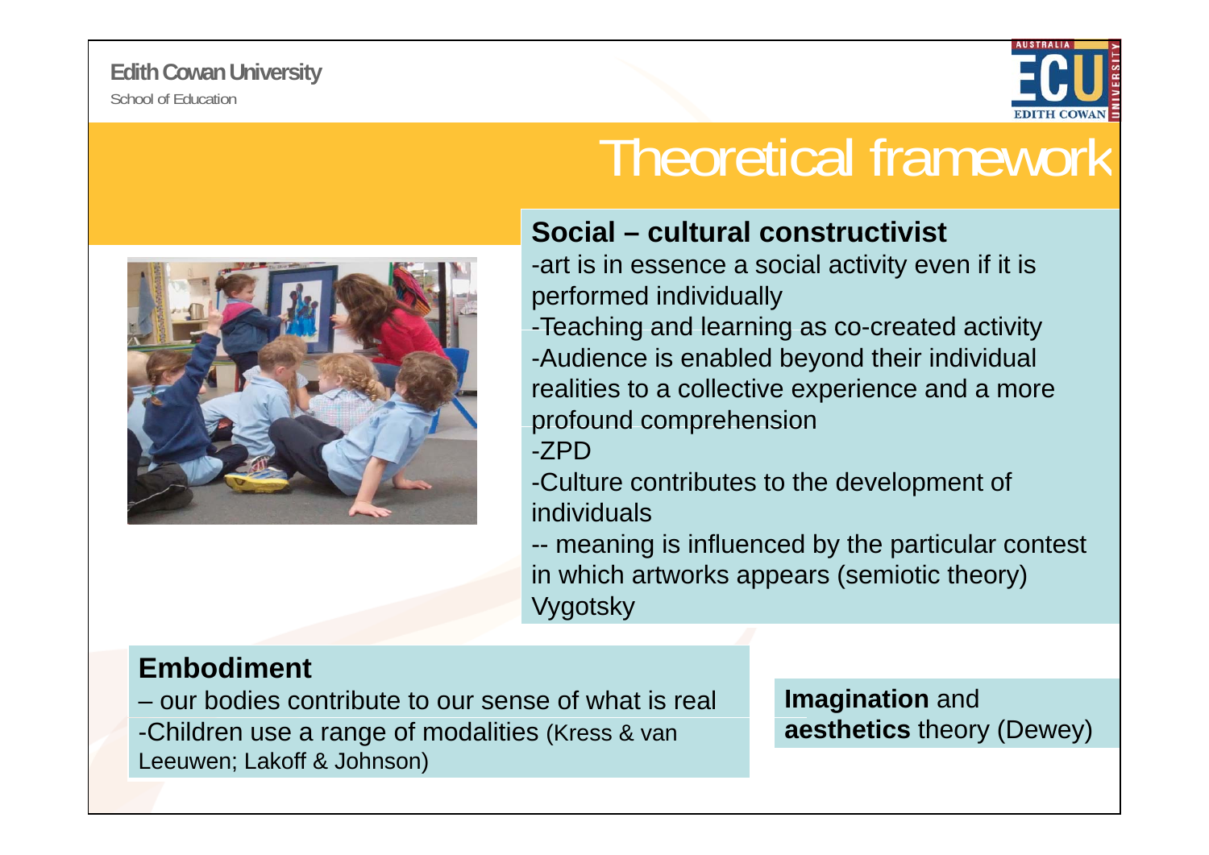Edith Cowan University
School of Education

# Theoretical framework

### Social – cultural constructivist

-art is in essence a social activity even if it is performed individually
-Teaching and learning as co-created activity
-Audience is enabled beyond their individual realities to a collective experience and a more profound comprehension
-ZPD
-Culture contributes to the development of individuals
-- meaning is influenced by the particular contest in which artworks appears (semiotic theory)
Vygotsky

### Embodiment

– our bodies contribute to our sense of what is real
-Children use a range of modalities (Kress & van Leeuwen; Lakoff & Johnson)

**Imagination** and **aesthetics** theory (Dewey)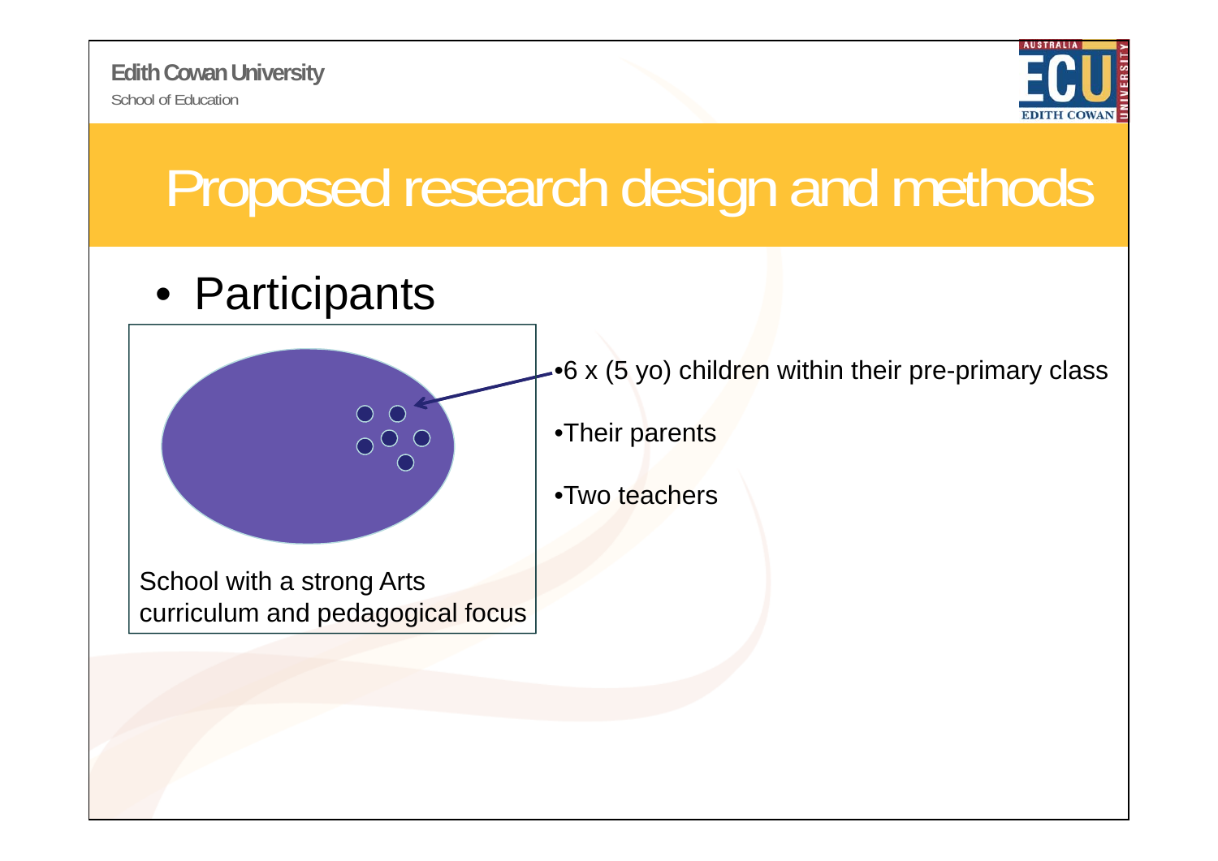# Proposed research design and methods

- Participants

School with a strong Arts curriculum and pedagogical focus

- 6 x (5 yo) children within their pre-primary class
- Their parents
- Two teachers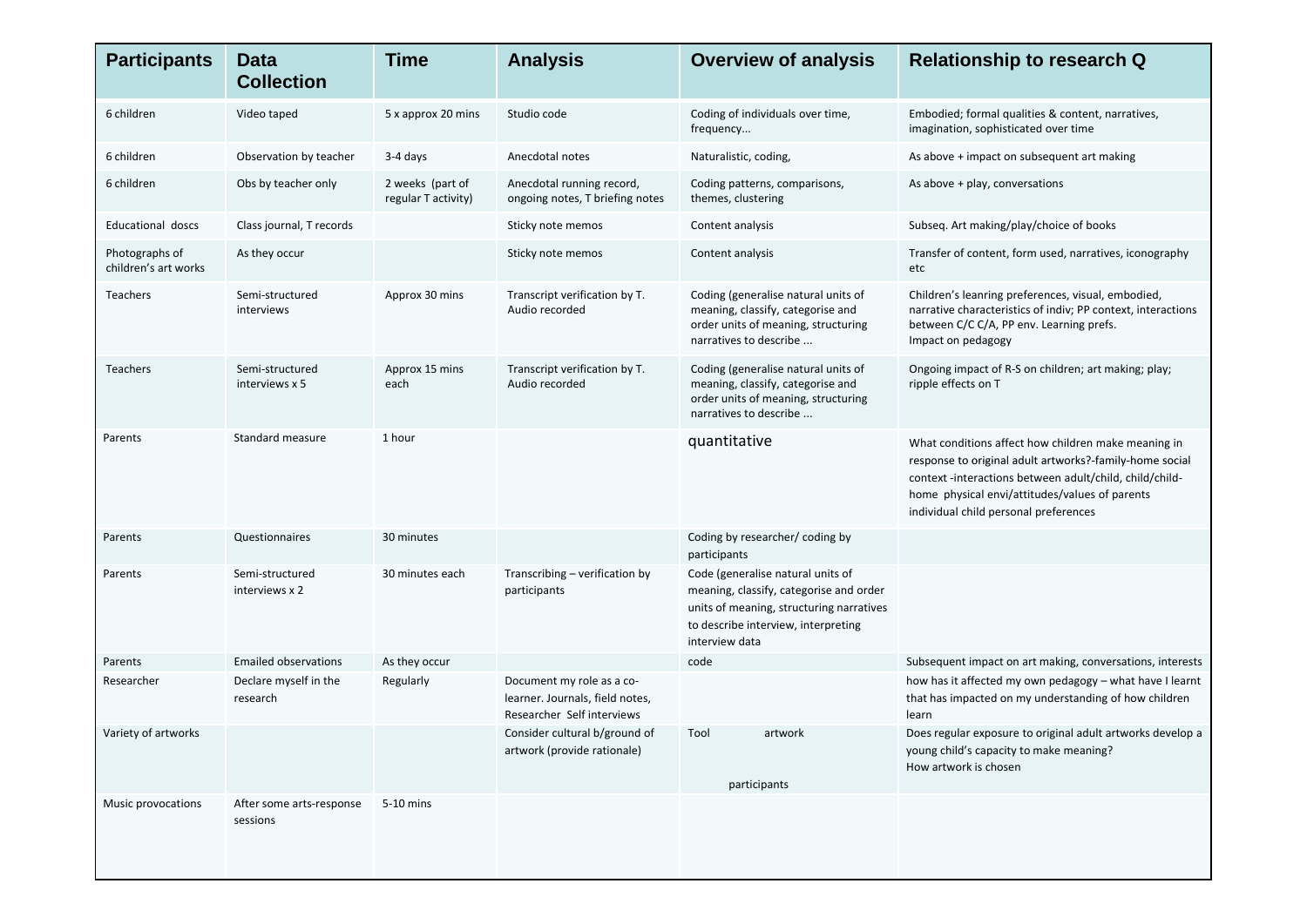| Participants | Data Collection | Time | Analysis | Overview of analysis | Relationship to research Q |
|---|---|---|---|---|---|
| 6 children | Video taped | 5 x approx 20 mins | Studio code | Coding of individuals over time, frequency... | Embodied; formal qualities & content, narratives, imagination, sophisticated over time |
| 6 children | Observation by teacher | 3-4 days | Anecdotal notes | Naturalistic, coding, | As above + impact on subsequent art making |
| 6 children | Obs by teacher only | 2 weeks (part of regular T activity) | Anecdotal running record, ongoing notes, T briefing notes | Coding patterns, comparisons, themes, clustering | As above + play, conversations |
| Educational doscs | Class journal, T records | | Sticky note memos | Content analysis | Subseq. Art making/play/choice of books |
| Photographs of children's art works | As they occur | | Sticky note memos | Content analysis | Transfer of content, form used, narratives, iconography etc |
| Teachers | Semi-structured interviews | Approx 30 mins | Transcript verification by T. Audio recorded | Coding (generalise natural units of meaning, classify, categorise and order units of meaning, structuring narratives to describe ... | Children's leanring preferences, visual, embodied, narrative characteristics of indiv; PP context, interactions between C/C C/A, PP env. Learning prefs. Impact on pedagogy |
| Teachers | Semi-structured interviews x 5 | Approx 15 mins each | Transcript verification by T. Audio recorded | Coding (generalise natural units of meaning, classify, categorise and order units of meaning, structuring narratives to describe ... | Ongoing impact of R-S on children; art making; play; ripple effects on T |
| Parents | Standard measure | 1 hour | | quantitative | What conditions affect how children make meaning in response to original adult artworks?-family-home social context -interactions between adult/child, child/child-home physical envi/attitudes/values of parents individual child personal preferences |
| Parents | Questionnaires | 30 minutes | | Coding by researcher/ coding by participants | |
| Parents | Semi-structured interviews x 2 | 30 minutes each | Transcribing – verification by participants | Code (generalise natural units of meaning, classify, categorise and order units of meaning, structuring narratives to describe interview, interpreting interview data | |
| Parents | Emailed observations | As they occur | | code | Subsequent impact on art making, conversations, interests |
| Researcher | Declare myself in the research | Regularly | Document my role as a co-learner. Journals, field notes, Researcher Self interviews | | how has it affected my own pedagogy – what have I learnt that has impacted on my understanding of how children learn |
| Variety of artworks | | | Consider cultural b/ground of artwork (provide rationale) | Tool artwork participants | Does regular exposure to original adult artworks develop a young child's capacity to make meaning? How artwork is chosen |
| Music provocations | After some arts-response sessions | 5-10 mins | | | |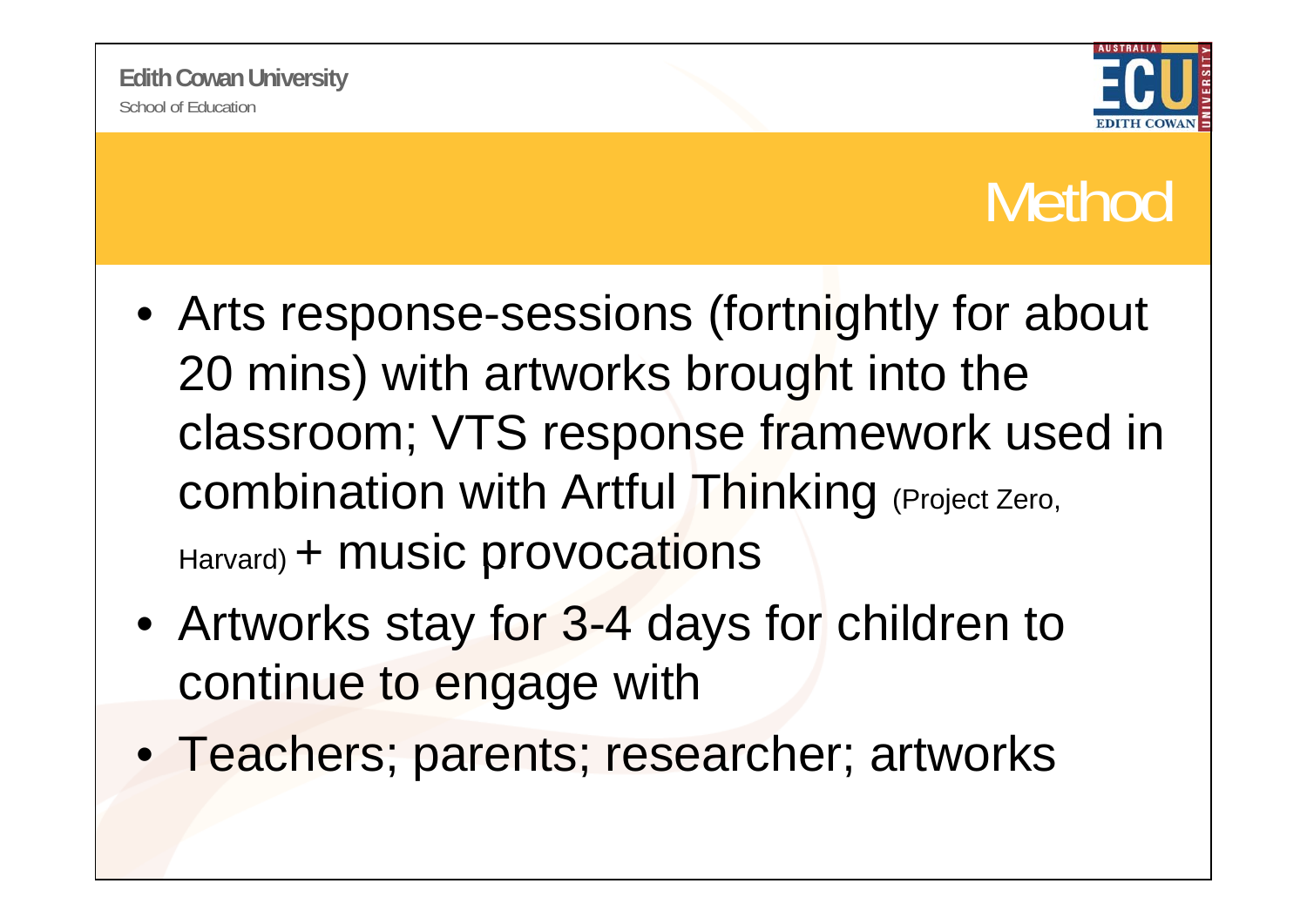# Method

- Arts response-sessions (fortnightly for about 20 mins) with artworks brought into the classroom; VTS response framework used in combination with Artful Thinking (Project Zero, Harvard) + music provocations
- Artworks stay for 3-4 days for children to continue to engage with
- Teachers; parents; researcher; artworks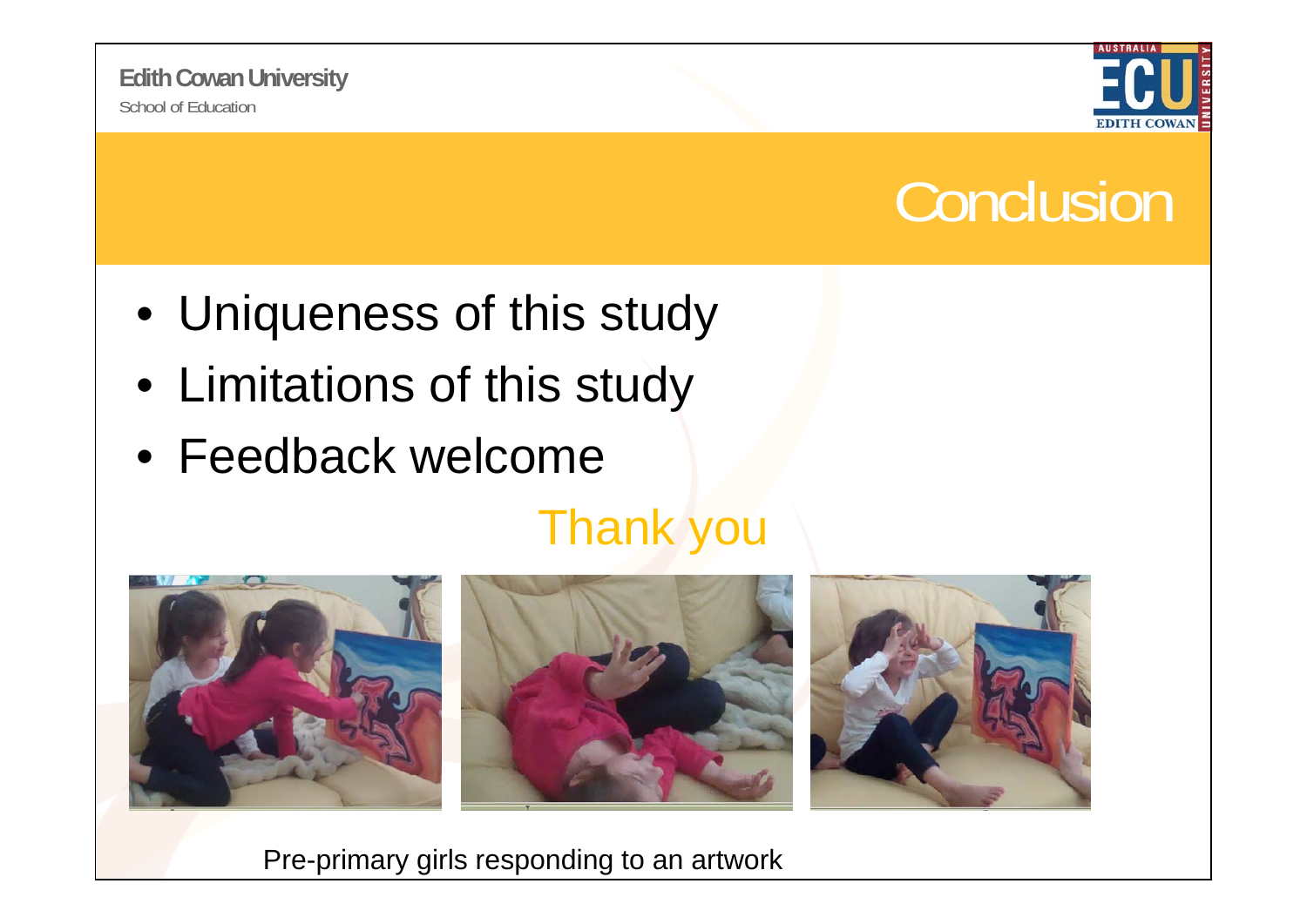# Conclusion

- Uniqueness of this study
- Limitations of this study
- Feedback welcome

Thank you

Pre-primary girls responding to an artwork